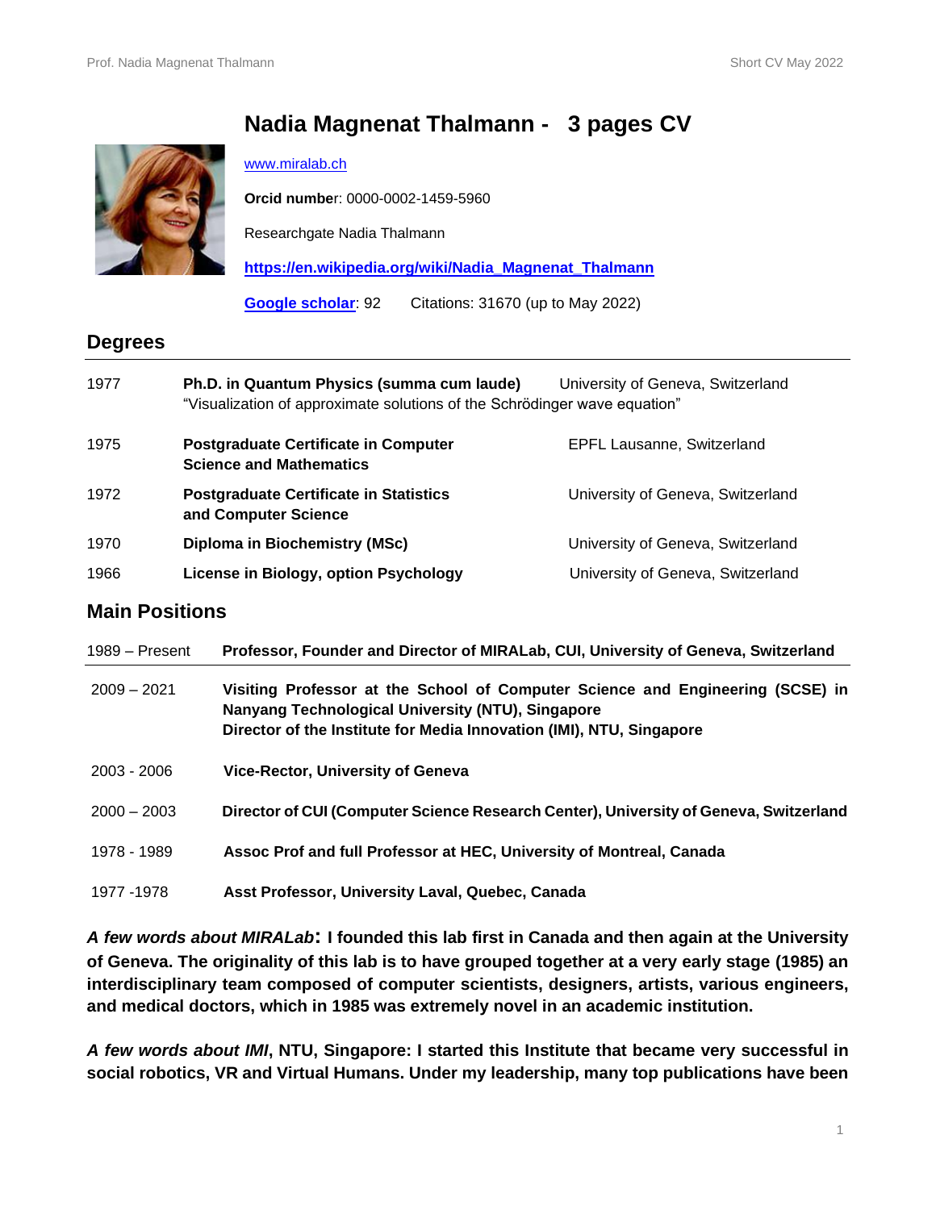# Nadia Magnenat Thalmann - 3 pages CV

www.miralab.ch

**Orcid numbe**r: 0000-0002-1459-5960

Researchgate Nadia Thalmann

**https://en.wikipedia.org/wiki/Nadia_Magnenat_Thalmann**

**Google scholar**: 92 Citations: 31670 (up to May 2022)

## Degrees

| | | |
|---|---|---|
| 1977 | **Ph.D. in Quantum Physics (summa cum laude)** "Visualization of approximate solutions of the Schrödinger wave equation" | University of Geneva, Switzerland |
| 1975 | **Postgraduate Certificate in Computer Science and Mathematics** | EPFL Lausanne, Switzerland |
| 1972 | **Postgraduate Certificate in Statistics and Computer Science** | University of Geneva, Switzerland |
| 1970 | **Diploma in Biochemistry (MSc)** | University of Geneva, Switzerland |
| 1966 | **License in Biology, option Psychology** | University of Geneva, Switzerland |

## Main Positions

| | |
|---|---|
| 1989 – Present | **Professor, Founder and Director of MIRALab, CUI, University of Geneva, Switzerland** |
| 2009 – 2021 | **Visiting Professor at the School of Computer Science and Engineering (SCSE) in Nanyang Technological University (NTU), Singapore** **Director of the Institute for Media Innovation (IMI), NTU, Singapore** |
| 2003 - 2006 | **Vice-Rector, University of Geneva** |
| 2000 – 2003 | **Director of CUI (Computer Science Research Center), University of Geneva, Switzerland** |
| 1978 - 1989 | **Assoc Prof and full Professor at HEC, University of Montreal, Canada** |
| 1977 -1978 | **Asst Professor, University Laval, Quebec, Canada** |

***A few words about MIRALab*: I founded this lab first in Canada and then again at the University of Geneva. The originality of this lab is to have grouped together at a very early stage (1985) an interdisciplinary team composed of computer scientists, designers, artists, various engineers, and medical doctors, which in 1985 was extremely novel in an academic institution.**

***A few words about IMI*, NTU, Singapore: I started this Institute that became very successful in social robotics, VR and Virtual Humans. Under my leadership, many top publications have been**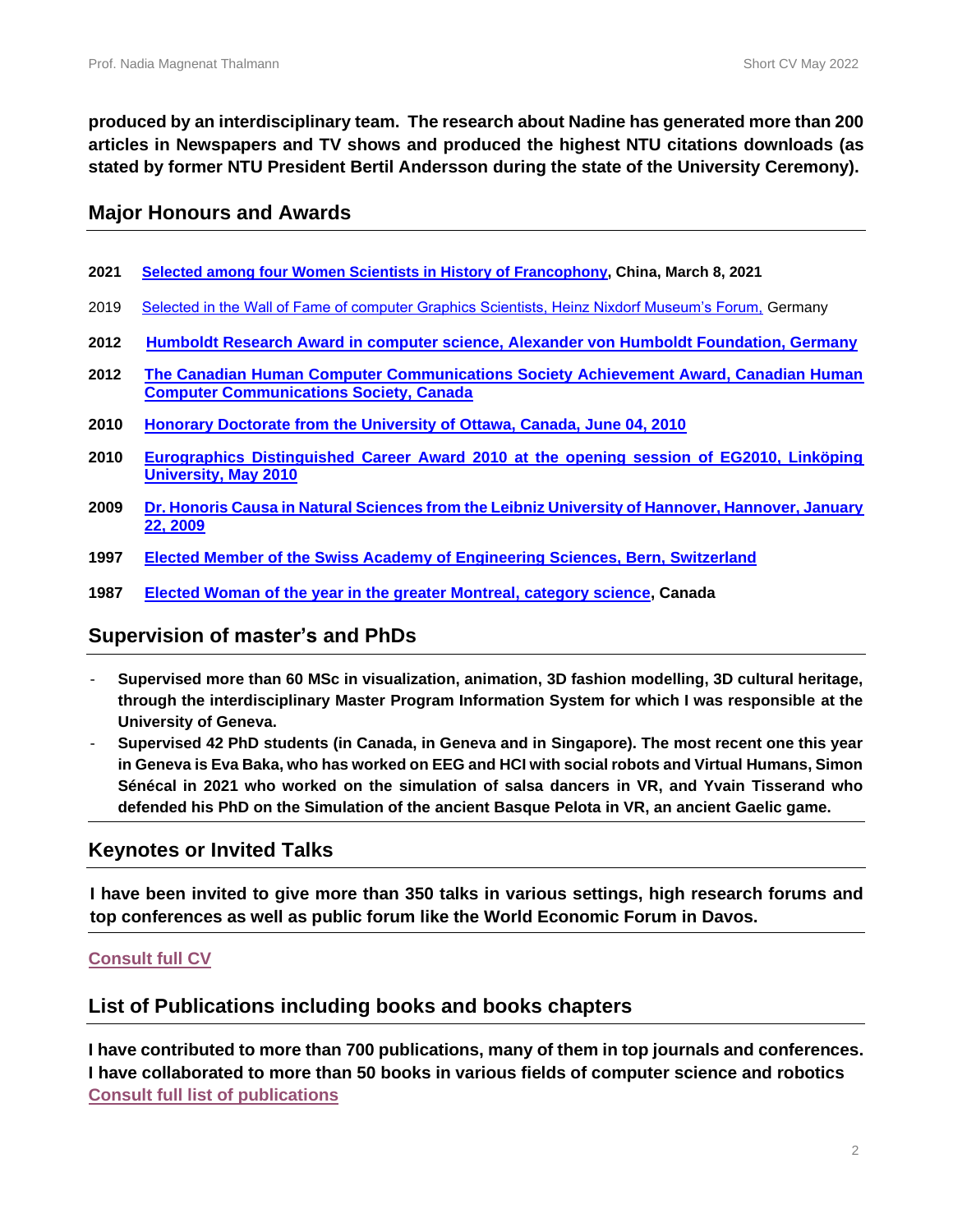**produced by an interdisciplinary team. The research about Nadine has generated more than 200 articles in Newspapers and TV shows and produced the highest NTU citations downloads (as stated by former NTU President Bertil Andersson during the state of the University Ceremony).**

## Major Honours and Awards

**2021** **Selected among four Women Scientists in History of Francophony, China, March 8, 2021**

2019 Selected in the Wall of Fame of computer Graphics Scientists, Heinz Nixdorf Museum's Forum, Germany

**2012** **Humboldt Research Award in computer science, Alexander von Humboldt Foundation, Germany**

**2012** **The Canadian Human Computer Communications Society Achievement Award, Canadian Human Computer Communications Society, Canada**

**2010** **Honorary Doctorate from the University of Ottawa, Canada, June 04, 2010**

**2010** **Eurographics Distinguished Career Award 2010 at the opening session of EG2010, Linköping University, May 2010**

**2009** **Dr. Honoris Causa in Natural Sciences from the Leibniz University of Hannover, Hannover, January 22, 2009**

**1997** **Elected Member of the Swiss Academy of Engineering Sciences, Bern, Switzerland**

**1987** **Elected Woman of the year in the greater Montreal, category science, Canada**

## Supervision of master's and PhDs

- **Supervised more than 60 MSc in visualization, animation, 3D fashion modelling, 3D cultural heritage, through the interdisciplinary Master Program Information System for which I was responsible at the University of Geneva.**
- **Supervised 42 PhD students (in Canada, in Geneva and in Singapore). The most recent one this year in Geneva is Eva Baka, who has worked on EEG and HCI with social robots and Virtual Humans, Simon Sénécal in 2021 who worked on the simulation of salsa dancers in VR, and Yvain Tisserand who defended his PhD on the Simulation of the ancient Basque Pelota in VR, an ancient Gaelic game.**

## Keynotes or Invited Talks

**I have been invited to give more than 350 talks in various settings, high research forums and top conferences as well as public forum like the World Economic Forum in Davos.**

**Consult full CV**

## List of Publications including books and books chapters

**I have contributed to more than 700 publications, many of them in top journals and conferences. I have collaborated to more than 50 books in various fields of computer science and robotics**
**Consult full list of publications**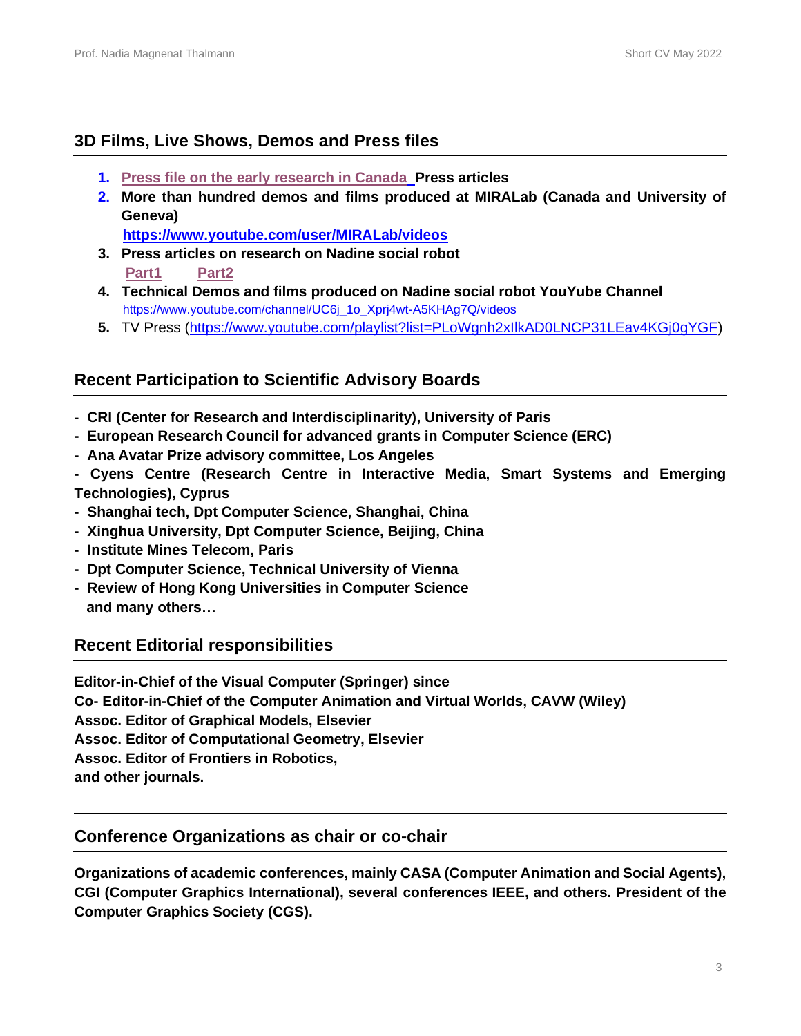## 3D Films, Live Shows, Demos and Press files

1. **Press file on the early research in Canada Press articles**
2. **More than hundred demos and films produced at MIRALab (Canada and University of Geneva)**
   **https://www.youtube.com/user/MIRALab/videos**
3. **Press articles on research on Nadine social robot**
   **Part1 Part2**
4. **Technical Demos and films produced on Nadine social robot YouYube Channel**
   https://www.youtube.com/channel/UC6j_1o_Xprj4wt-A5KHAg7Q/videos
5. TV Press (https://www.youtube.com/playlist?list=PLoWgnh2xIlkAD0LNCP31LEav4KGj0gYGF)

## Recent Participation to Scientific Advisory Boards

- **CRI (Center for Research and Interdisciplinarity), University of Paris**
- **European Research Council for advanced grants in Computer Science (ERC)**
- **Ana Avatar Prize advisory committee, Los Angeles**
- **Cyens Centre (Research Centre in Interactive Media, Smart Systems and Emerging Technologies), Cyprus**
- **Shanghai tech, Dpt Computer Science, Shanghai, China**
- **Xinghua University, Dpt Computer Science, Beijing, China**
- **Institute Mines Telecom, Paris**
- **Dpt Computer Science, Technical University of Vienna**
- **Review of Hong Kong Universities in Computer Science**
  **and many others…**

## Recent Editorial responsibilities

**Editor-in-Chief of the Visual Computer (Springer) since**
**Co- Editor-in-Chief of the Computer Animation and Virtual Worlds, CAVW (Wiley)**
**Assoc. Editor of Graphical Models, Elsevier**
**Assoc. Editor of Computational Geometry, Elsevier**
**Assoc. Editor of Frontiers in Robotics,**
**and other journals.**

## Conference Organizations as chair or co-chair

**Organizations of academic conferences, mainly CASA (Computer Animation and Social Agents), CGI (Computer Graphics International), several conferences IEEE, and others. President of the Computer Graphics Society (CGS).**